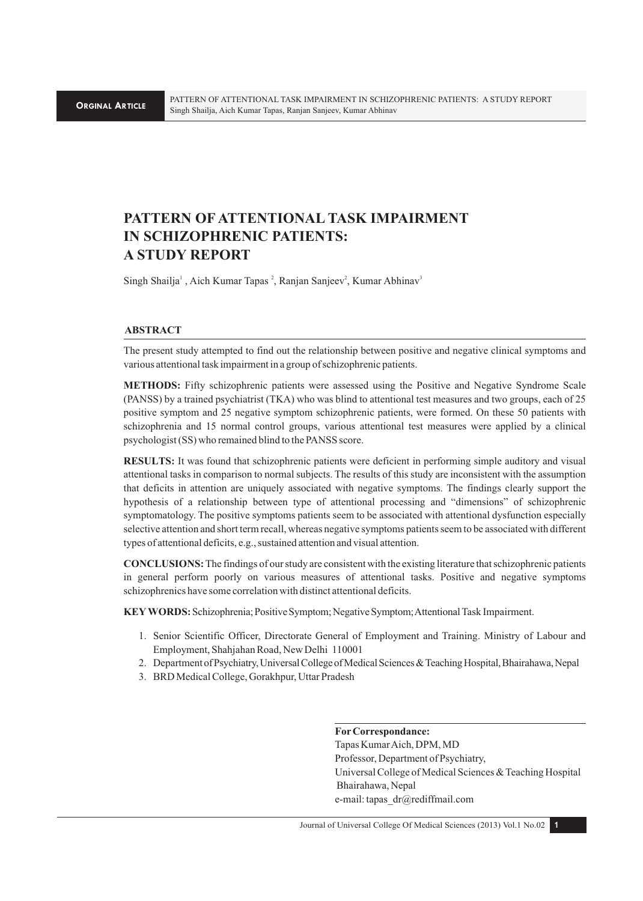ORGINAL ARTICLE

# PATTERN OF ATTENTIONAL TASK IMPAIRMENT IN SCHIZOPHRENIC PATIENTS: A STUDY REPORT

Singh Shailja[1], Aich Kumar Tapas[2], Ranjan Sanjeev[2], Kumar Abhinav[3]

## ABSTRACT

The present study attempted to find out the relationship between positive and negative clinical symptoms and various attentional task impairment in a group of schizophrenic patients.

**METHODS:** Fifty schizophrenic patients were assessed using the Positive and Negative Syndrome Scale (PANSS) by a trained psychiatrist (TKA) who was blind to attentional test measures and two groups, each of 25 positive symptom and 25 negative symptom schizophrenic patients, were formed. On these 50 patients with schizophrenia and 15 normal control groups, various attentional test measures were applied by a clinical psychologist (SS) who remained blind to the PANSS score.

**RESULTS:** It was found that schizophrenic patients were deficient in performing simple auditory and visual attentional tasks in comparison to normal subjects. The results of this study are inconsistent with the assumption that deficits in attention are uniquely associated with negative symptoms. The findings clearly support the hypothesis of a relationship between type of attentional processing and "dimensions" of schizophrenic symptomatology. The positive symptoms patients seem to be associated with attentional dysfunction especially selective attention and short term recall, whereas negative symptoms patients seem to be associated with different types of attentional deficits, e.g., sustained attention and visual attention.

**CONCLUSIONS:** The findings of our study are consistent with the existing literature that schizophrenic patients in general perform poorly on various measures of attentional tasks. Positive and negative symptoms schizophrenics have some correlation with distinct attentional deficits.

**KEY WORDS:** Schizophrenia; Positive Symptom; Negative Symptom; Attentional Task Impairment.

1. Senior Scientific Officer, Directorate General of Employment and Training. Ministry of Labour and Employment, Shahjahan Road, New Delhi 110001
2. Department of Psychiatry, Universal College of Medical Sciences & Teaching Hospital, Bhairahawa, Nepal
3. BRD Medical College, Gorakhpur, Uttar Pradesh

**For Correspondance:**
Tapas Kumar Aich, DPM, MD
Professor, Department of Psychiatry,
Universal College of Medical Sciences & Teaching Hospital
Bhairahawa, Nepal
e-mail: tapas_dr@rediffmail.com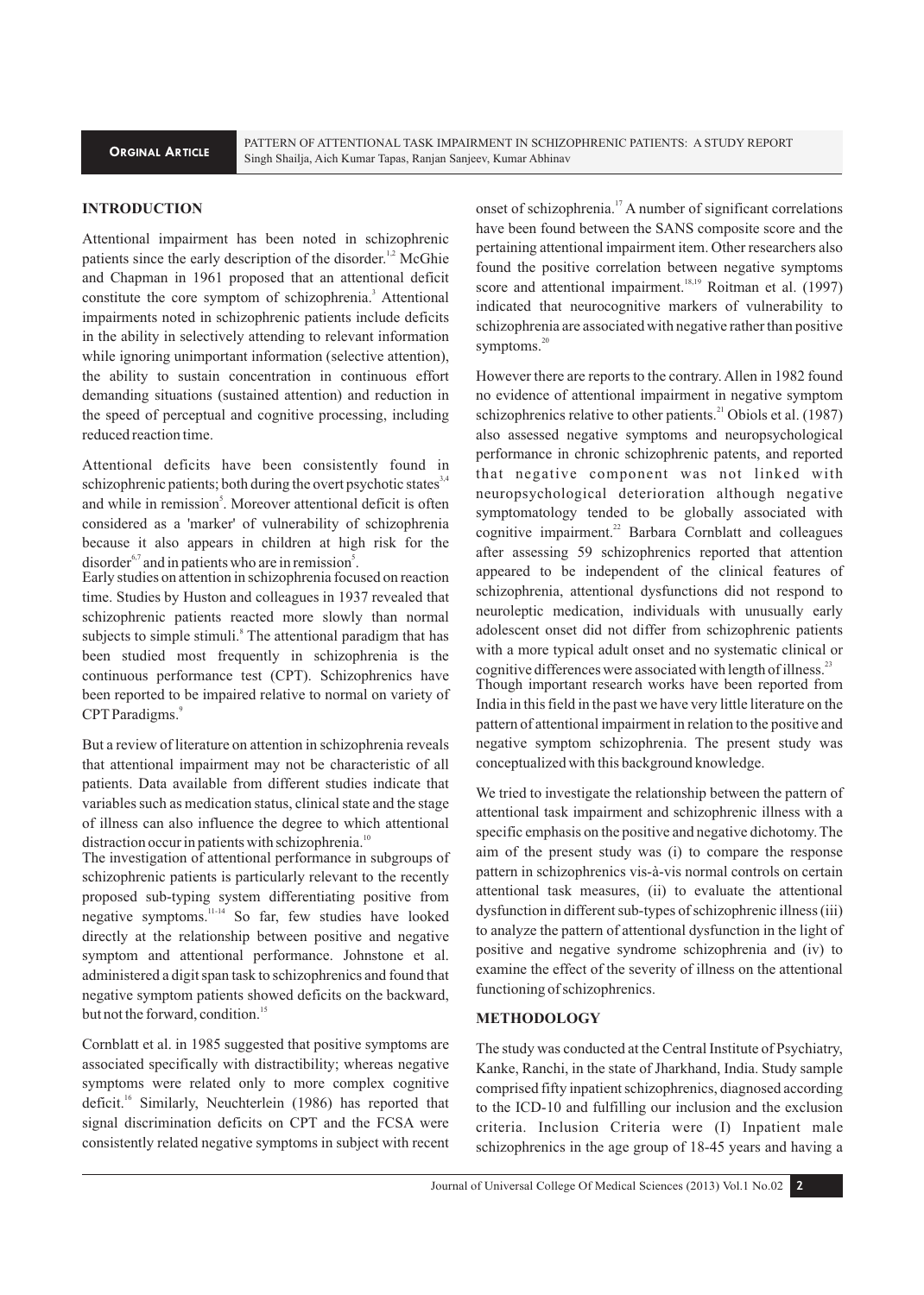## INTRODUCTION

Attentional impairment has been noted in schizophrenic patients since the early description of the disorder.[1,2] McGhie and Chapman in 1961 proposed that an attentional deficit constitute the core symptom of schizophrenia.[3] Attentional impairments noted in schizophrenic patients include deficits in the ability in selectively attending to relevant information while ignoring unimportant information (selective attention), the ability to sustain concentration in continuous effort demanding situations (sustained attention) and reduction in the speed of perceptual and cognitive processing, including reduced reaction time.

Attentional deficits have been consistently found in schizophrenic patients; both during the overt psychotic states[3,4] and while in remission[5]. Moreover attentional deficit is often considered as a 'marker' of vulnerability of schizophrenia because it also appears in children at high risk for the disorder[6,7] and in patients who are in remission[5].

Early studies on attention in schizophrenia focused on reaction time. Studies by Huston and colleagues in 1937 revealed that schizophrenic patients reacted more slowly than normal subjects to simple stimuli.[8] The attentional paradigm that has been studied most frequently in schizophrenia is the continuous performance test (CPT). Schizophrenics have been reported to be impaired relative to normal on variety of CPT Paradigms.[9]

But a review of literature on attention in schizophrenia reveals that attentional impairment may not be characteristic of all patients. Data available from different studies indicate that variables such as medication status, clinical state and the stage of illness can also influence the degree to which attentional distraction occur in patients with schizophrenia.[10]

The investigation of attentional performance in subgroups of schizophrenic patients is particularly relevant to the recently proposed sub-typing system differentiating positive from negative symptoms.[11-14] So far, few studies have looked directly at the relationship between positive and negative symptom and attentional performance. Johnstone et al. administered a digit span task to schizophrenics and found that negative symptom patients showed deficits on the backward, but not the forward, condition.[15]

Cornblatt et al. in 1985 suggested that positive symptoms are associated specifically with distractibility; whereas negative symptoms were related only to more complex cognitive deficit.[16] Similarly, Neuchterlein (1986) has reported that signal discrimination deficits on CPT and the FCSA were consistently related negative symptoms in subject with recent onset of schizophrenia.[17] A number of significant correlations have been found between the SANS composite score and the pertaining attentional impairment item. Other researchers also found the positive correlation between negative symptoms score and attentional impairment.[18,19] Roitman et al. (1997) indicated that neurocognitive markers of vulnerability to schizophrenia are associated with negative rather than positive symptoms.[20]

However there are reports to the contrary. Allen in 1982 found no evidence of attentional impairment in negative symptom schizophrenics relative to other patients.[21] Obiols et al. (1987) also assessed negative symptoms and neuropsychological performance in chronic schizophrenic patents, and reported that negative component was not linked with neuropsychological deterioration although negative symptomatology tended to be globally associated with cognitive impairment.[22] Barbara Cornblatt and colleagues after assessing 59 schizophrenics reported that attention appeared to be independent of the clinical features of schizophrenia, attentional dysfunctions did not respond to neuroleptic medication, individuals with unusually early adolescent onset did not differ from schizophrenic patients with a more typical adult onset and no systematic clinical or cognitive differences were associated with length of illness.[23]

Though important research works have been reported from India in this field in the past we have very little literature on the pattern of attentional impairment in relation to the positive and negative symptom schizophrenia. The present study was conceptualized with this background knowledge.

We tried to investigate the relationship between the pattern of attentional task impairment and schizophrenic illness with a specific emphasis on the positive and negative dichotomy. The aim of the present study was (i) to compare the response pattern in schizophrenics vis-à-vis normal controls on certain attentional task measures, (ii) to evaluate the attentional dysfunction in different sub-types of schizophrenic illness (iii) to analyze the pattern of attentional dysfunction in the light of positive and negative syndrome schizophrenia and (iv) to examine the effect of the severity of illness on the attentional functioning of schizophrenics.

## METHODOLOGY

The study was conducted at the Central Institute of Psychiatry, Kanke, Ranchi, in the state of Jharkhand, India. Study sample comprised fifty inpatient schizophrenics, diagnosed according to the ICD-10 and fulfilling our inclusion and the exclusion criteria. Inclusion Criteria were (I) Inpatient male schizophrenics in the age group of 18-45 years and having a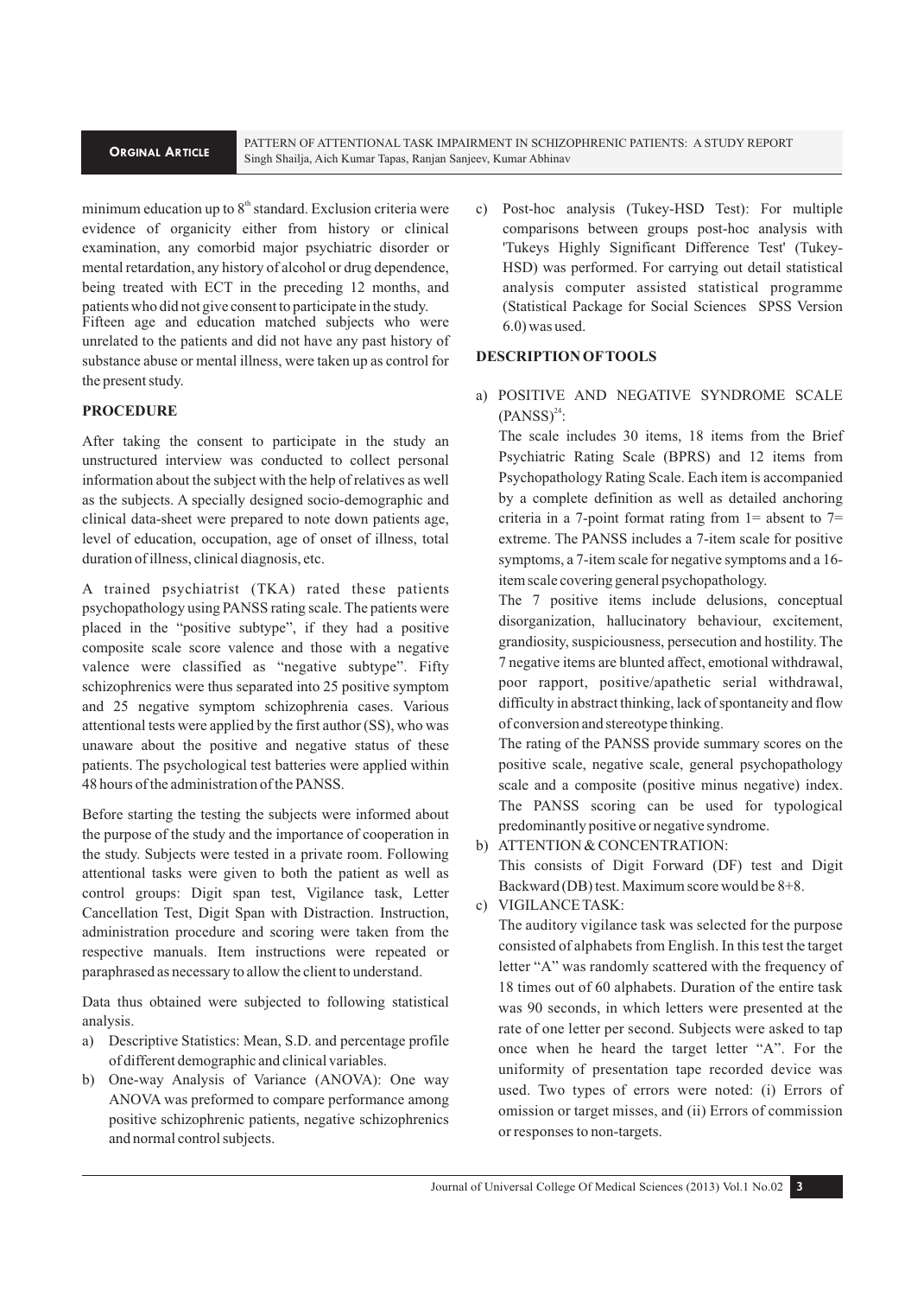minimum education up to 8[th] standard. Exclusion criteria were evidence of organicity either from history or clinical examination, any comorbid major psychiatric disorder or mental retardation, any history of alcohol or drug dependence, being treated with ECT in the preceding 12 months, and patients who did not give consent to participate in the study.

Fifteen age and education matched subjects who were unrelated to the patients and did not have any past history of substance abuse or mental illness, were taken up as control for the present study.

## PROCEDURE

After taking the consent to participate in the study an unstructured interview was conducted to collect personal information about the subject with the help of relatives as well as the subjects. A specially designed socio-demographic and clinical data-sheet were prepared to note down patients age, level of education, occupation, age of onset of illness, total duration of illness, clinical diagnosis, etc.

A trained psychiatrist (TKA) rated these patients psychopathology using PANSS rating scale. The patients were placed in the "positive subtype", if they had a positive composite scale score valence and those with a negative valence were classified as "negative subtype". Fifty schizophrenics were thus separated into 25 positive symptom and 25 negative symptom schizophrenia cases. Various attentional tests were applied by the first author (SS), who was unaware about the positive and negative status of these patients. The psychological test batteries were applied within 48 hours of the administration of the PANSS.

Before starting the testing the subjects were informed about the purpose of the study and the importance of cooperation in the study. Subjects were tested in a private room. Following attentional tasks were given to both the patient as well as control groups: Digit span test, Vigilance task, Letter Cancellation Test, Digit Span with Distraction. Instruction, administration procedure and scoring were taken from the respective manuals. Item instructions were repeated or paraphrased as necessary to allow the client to understand.

Data thus obtained were subjected to following statistical analysis.

a) Descriptive Statistics: Mean, S.D. and percentage profile of different demographic and clinical variables.
b) One-way Analysis of Variance (ANOVA): One way ANOVA was preformed to compare performance among positive schizophrenic patients, negative schizophrenics and normal control subjects.
c) Post-hoc analysis (Tukey-HSD Test): For multiple comparisons between groups post-hoc analysis with 'Tukeys Highly Significant Difference Test' (Tukey-HSD) was performed. For carrying out detail statistical analysis computer assisted statistical programme (Statistical Package for Social Sciences SPSS Version 6.0) was used.

## DESCRIPTION OF TOOLS

a) POSITIVE AND NEGATIVE SYNDROME SCALE (PANSS)[24]:

   The scale includes 30 items, 18 items from the Brief Psychiatric Rating Scale (BPRS) and 12 items from Psychopathology Rating Scale. Each item is accompanied by a complete definition as well as detailed anchoring criteria in a 7-point format rating from 1= absent to 7= extreme. The PANSS includes a 7-item scale for positive symptoms, a 7-item scale for negative symptoms and a 16-item scale covering general psychopathology.

   The 7 positive items include delusions, conceptual disorganization, hallucinatory behaviour, excitement, grandiosity, suspiciousness, persecution and hostility. The 7 negative items are blunted affect, emotional withdrawal, poor rapport, positive/apathetic serial withdrawal, difficulty in abstract thinking, lack of spontaneity and flow of conversion and stereotype thinking.

   The rating of the PANSS provide summary scores on the positive scale, negative scale, general psychopathology scale and a composite (positive minus negative) index. The PANSS scoring can be used for typological predominantly positive or negative syndrome.

b) ATTENTION & CONCENTRATION:

   This consists of Digit Forward (DF) test and Digit Backward (DB) test. Maximum score would be 8+8.

c) VIGILANCE TASK:

   The auditory vigilance task was selected for the purpose consisted of alphabets from English. In this test the target letter "A" was randomly scattered with the frequency of 18 times out of 60 alphabets. Duration of the entire task was 90 seconds, in which letters were presented at the rate of one letter per second. Subjects were asked to tap once when he heard the target letter "A". For the uniformity of presentation tape recorded device was used. Two types of errors were noted: (i) Errors of omission or target misses, and (ii) Errors of commission or responses to non-targets.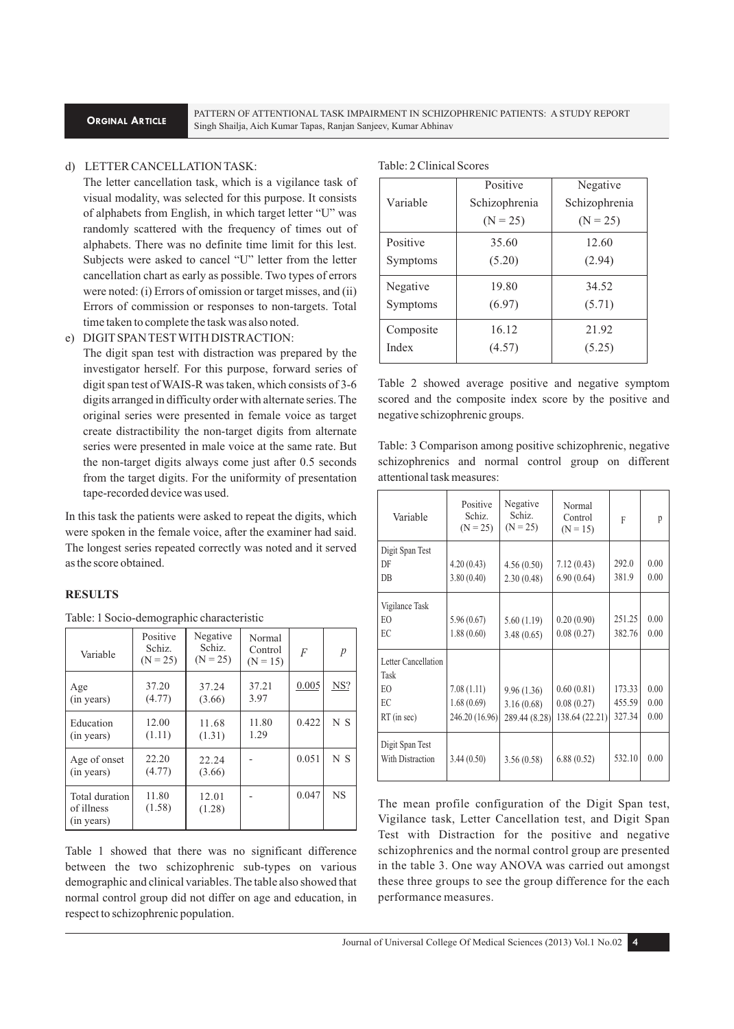d) LETTER CANCELLATION TASK:

The letter cancellation task, which is a vigilance task of visual modality, was selected for this purpose. It consists of alphabets from English, in which target letter "U" was randomly scattered with the frequency of times out of alphabets. There was no definite time limit for this lest. Subjects were asked to cancel "U" letter from the letter cancellation chart as early as possible. Two types of errors were noted: (i) Errors of omission or target misses, and (ii) Errors of commission or responses to non-targets. Total time taken to complete the task was also noted.

e) DIGIT SPAN TEST WITH DISTRACTION:

The digit span test with distraction was prepared by the investigator herself. For this purpose, forward series of digit span test of WAIS-R was taken, which consists of 3-6 digits arranged in difficulty order with alternate series. The original series were presented in female voice as target create distractibility the non-target digits from alternate series were presented in male voice at the same rate. But the non-target digits always come just after 0.5 seconds from the target digits. For the uniformity of presentation tape-recorded device was used.

In this task the patients were asked to repeat the digits, which were spoken in the female voice, after the examiner had said. The longest series repeated correctly was noted and it served as the score obtained.

## RESULTS

Table: 1 Socio-demographic characteristic

| Variable | Positive Schiz. (N = 25) | Negative Schiz. (N = 25) | Normal Control (N = 15) | *F* | *p* |
|---|---|---|---|---|---|
| Age (in years) | 37.20 (4.77) | 37.24 (3.66) | 37.21 3.97 | 0.005 | NS? |
| Education (in years) | 12.00 (1.11) | 11.68 (1.31) | 11.80 1.29 | 0.422 | N S |
| Age of onset (in years) | 22.20 (4.77) | 22.24 (3.66) | - | 0.051 | N S |
| Total duration of illness (in years) | 11.80 (1.58) | 12.01 (1.28) | - | 0.047 | NS |

Table 1 showed that there was no significant difference between the two schizophrenic sub-types on various demographic and clinical variables. The table also showed that normal control group did not differ on age and education, in respect to schizophrenic population.

Table: 2 Clinical Scores

| Variable | Positive Schizophrenia (N = 25) | Negative Schizophrenia (N = 25) |
|---|---|---|
| Positive Symptoms | 35.60 (5.20) | 12.60 (2.94) |
| Negative Symptoms | 19.80 (6.97) | 34.52 (5.71) |
| Composite Index | 16.12 (4.57) | 21.92 (5.25) |

Table 2 showed average positive and negative symptom scored and the composite index score by the positive and negative schizophrenic groups.

Table: 3 Comparison among positive schizophrenic, negative schizophrenics and normal control group on different attentional task measures:

| Variable | Positive Schiz. (N = 25) | Negative Schiz. (N = 25) | Normal Control (N = 15) | F | p |
|---|---|---|---|---|---|
| Digit Span Test | | | | | |
| DF | 4.20 (0.43) | 4.56 (0.50) | 7.12 (0.43) | 292.0 | 0.00 |
| DB | 3.80 (0.40) | 2.30 (0.48) | 6.90 (0.64) | 381.9 | 0.00 |
| Vigilance Task | | | | | |
| EO | 5.96 (0.67) | 5.60 (1.19) | 0.20 (0.90) | 251.25 | 0.00 |
| EC | 1.88 (0.60) | 3.48 (0.65) | 0.08 (0.27) | 382.76 | 0.00 |
| Letter Cancellation Task | | | | | |
| EO | 7.08 (1.11) | 9.96 (1.36) | 0.60 (0.81) | 173.33 | 0.00 |
| EC | 1.68 (0.69) | 3.16 (0.68) | 0.08 (0.27) | 455.59 | 0.00 |
| RT (in sec) | 246.20 (16.96) | 289.44 (8.28) | 138.64 (22.21) | 327.34 | 0.00 |
| Digit Span Test With Distraction | 3.44 (0.50) | 3.56 (0.58) | 6.88 (0.52) | 532.10 | 0.00 |

The mean profile configuration of the Digit Span test, Vigilance task, Letter Cancellation test, and Digit Span Test with Distraction for the positive and negative schizophrenics and the normal control group are presented in the table 3. One way ANOVA was carried out amongst these three groups to see the group difference for the each performance measures.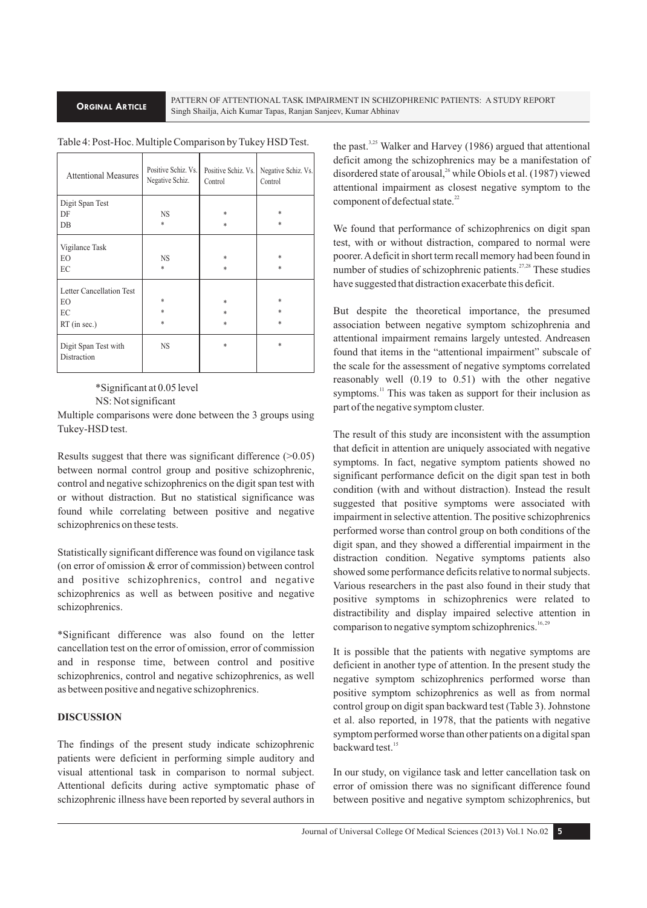Table 4: Post-Hoc. Multiple Comparison by Tukey HSD Test.

| Attentional Measures | Positive Schiz. Vs. Negative Schiz. | Positive Schiz. Vs. Control | Negative Schiz. Vs. Control |
|---|---|---|---|
| Digit Span Test | | | |
| DF | NS | * | * |
| DB | * | * | * |
| Vigilance Task | | | |
| EO | NS | * | * |
| EC | * | * | * |
| Letter Cancellation Test | | | |
| EO | * | * | * |
| EC | * | * | * |
| RT (in sec.) | * | * | * |
| Digit Span Test with Distraction | NS | * | * |

*Significant at 0.05 level

NS: Not significant

Multiple comparisons were done between the 3 groups using Tukey-HSD test.

Results suggest that there was significant difference (>0.05) between normal control group and positive schizophrenic, control and negative schizophrenics on the digit span test with or without distraction. But no statistical significance was found while correlating between positive and negative schizophrenics on these tests.

Statistically significant difference was found on vigilance task (on error of omission & error of commission) between control and positive schizophrenics, control and negative schizophrenics as well as between positive and negative schizophrenics.

*Significant difference was also found on the letter cancellation test on the error of omission, error of commission and in response time, between control and positive schizophrenics, control and negative schizophrenics, as well as between positive and negative schizophrenics.

## DISCUSSION

The findings of the present study indicate schizophrenic patients were deficient in performing simple auditory and visual attentional task in comparison to normal subject. Attentional deficits during active symptomatic phase of schizophrenic illness have been reported by several authors in the past.[3,25] Walker and Harvey (1986) argued that attentional deficit among the schizophrenics may be a manifestation of disordered state of arousal,[26] while Obiols et al. (1987) viewed attentional impairment as closest negative symptom to the component of defectual state.[22]

We found that performance of schizophrenics on digit span test, with or without distraction, compared to normal were poorer. A deficit in short term recall memory had been found in number of studies of schizophrenic patients.[27,28] These studies have suggested that distraction exacerbate this deficit.

But despite the theoretical importance, the presumed association between negative symptom schizophrenia and attentional impairment remains largely untested. Andreasen found that items in the "attentional impairment" subscale of the scale for the assessment of negative symptoms correlated reasonably well (0.19 to 0.51) with the other negative symptoms.[11] This was taken as support for their inclusion as part of the negative symptom cluster.

The result of this study are inconsistent with the assumption that deficit in attention are uniquely associated with negative symptoms. In fact, negative symptom patients showed no significant performance deficit on the digit span test in both condition (with and without distraction). Instead the result suggested that positive symptoms were associated with impairment in selective attention. The positive schizophrenics performed worse than control group on both conditions of the digit span, and they showed a differential impairment in the distraction condition. Negative symptoms patients also showed some performance deficits relative to normal subjects. Various researchers in the past also found in their study that positive symptoms in schizophrenics were related to distractibility and display impaired selective attention in comparison to negative symptom schizophrenics.[16,29]

It is possible that the patients with negative symptoms are deficient in another type of attention. In the present study the negative symptom schizophrenics performed worse than positive symptom schizophrenics as well as from normal control group on digit span backward test (Table 3). Johnstone et al. also reported, in 1978, that the patients with negative symptom performed worse than other patients on a digital span backward test.[15]

In our study, on vigilance task and letter cancellation task on error of omission there was no significant difference found between positive and negative symptom schizophrenics, but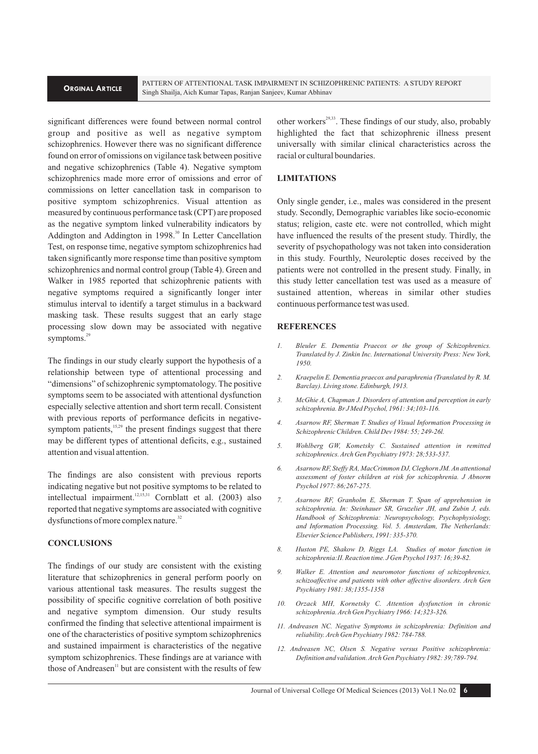significant differences were found between normal control group and positive as well as negative symptom schizophrenics. However there was no significant difference found on error of omissions on vigilance task between positive and negative schizophrenics (Table 4). Negative symptom schizophrenics made more error of omissions and error of commissions on letter cancellation task in comparison to positive symptom schizophrenics. Visual attention as measured by continuous performance task (CPT) are proposed as the negative symptom linked vulnerability indicators by Addington and Addington in 1998.[30] In Letter Cancellation Test, on response time, negative symptom schizophrenics had taken significantly more response time than positive symptom schizophrenics and normal control group (Table 4). Green and Walker in 1985 reported that schizophrenic patients with negative symptoms required a significantly longer inter stimulus interval to identify a target stimulus in a backward masking task. These results suggest that an early stage processing slow down may be associated with negative symptoms.[29]

The findings in our study clearly support the hypothesis of a relationship between type of attentional processing and "dimensions" of schizophrenic symptomatology. The positive symptoms seem to be associated with attentional dysfunction especially selective attention and short term recall. Consistent with previous reports of performance deficits in negative-symptom patients,[15,29] the present findings suggest that there may be different types of attentional deficits, e.g., sustained attention and visual attention.

The findings are also consistent with previous reports indicating negative but not positive symptoms to be related to intellectual impairment.[12,15,31] Cornblatt et al. (2003) also reported that negative symptoms are associated with cognitive dysfunctions of more complex nature.[32]

## CONCLUSIONS

The findings of our study are consistent with the existing literature that schizophrenics in general perform poorly on various attentional task measures. The results suggest the possibility of specific cognitive correlation of both positive and negative symptom dimension. Our study results confirmed the finding that selective attentional impairment is one of the characteristics of positive symptom schizophrenics and sustained impairment is characteristics of the negative symptom schizophrenics. These findings are at variance with those of Andreasen[11] but are consistent with the results of few other workers[29,33]. These findings of our study, also, probably highlighted the fact that schizophrenic illness present universally with similar clinical characteristics across the racial or cultural boundaries.

## LIMITATIONS

Only single gender, i.e., males was considered in the present study. Secondly, Demographic variables like socio-economic status; religion, caste etc. were not controlled, which might have influenced the results of the present study. Thirdly, the severity of psychopathology was not taken into consideration in this study. Fourthly, Neuroleptic doses received by the patients were not controlled in the present study. Finally, in this study letter cancellation test was used as a measure of sustained attention, whereas in similar other studies continuous performance test was used.

## REFERENCES

1. *Bleuler E. Dementia Praecox or the group of Schizophrenics. Translated by J. Zinkin Inc. International University Press: New York, 1950.*
2. *Kraepelin E. Dementia praecox and paraphrenia (Translated by R. M. Barclay). Living stone. Edinburgh, 1913.*
3. *McGhie A, Chapman J. Disorders of attention and perception in early schizophrenia. Br J Med Psychol, 1961: 34;103-116.*
4. *Asarnow RF, Sherman T. Studies of Visual Information Processing in Schizophrenic Children. Child Dev 1984: 55; 249-26l.*
5. *Wohlberg GW, Kometsky C. Sustained attention in remitted schizophrenics. Arch Gen Psychiatry 1973: 28;533-537.*
6. *Asarnow RF, Steffy RA, MacCrimmon DJ, Cleghorn JM. An attentional assessment of foster children at risk for schizophrenia. J Abnorm Psychol 1977: 86;267-275.*
7. *Asarnow RF, Granholm E, Sherman T. Span of apprehension in schizophrenia. In: Steinhauer SR, Gruzelier JH, and Zubin J, eds. Handbook of Schizophrenia: Neuropsychology, Psychophysiology, and Information Processing. Vol. 5. Amsterdam, The Netherlands: Elsevier Science Publishers, 1991: 335-370.*
8. *Huston PE, Shakow D, Riggs LA. Studies of motor function in schizophrenia:II. Reaction time. J Gen Psychol 1937: 16;39-82.*
9. *Walker E. Attention and neuromotor functions of schizophrenics, schizoaffective and patients with other affective disorders. Arch Gen Psychiatry 1981: 38;1355-1358*
10. *Orzack MH, Kornetsky C. Attention dysfunction in chronic schizophrenia. Arch Gen Psychiatry 1966: 14;323-326.*
11. *Andreasen NC. Negative Symptoms in schizophrenia: Definition and reliability. Arch Gen Psychiatry 1982: 784-788.*
12. *Andreasen NC, Olsen S. Negative versus Positive schizophrenia: Definition and validation. Arch Gen Psychiatry 1982: 39;789-794.*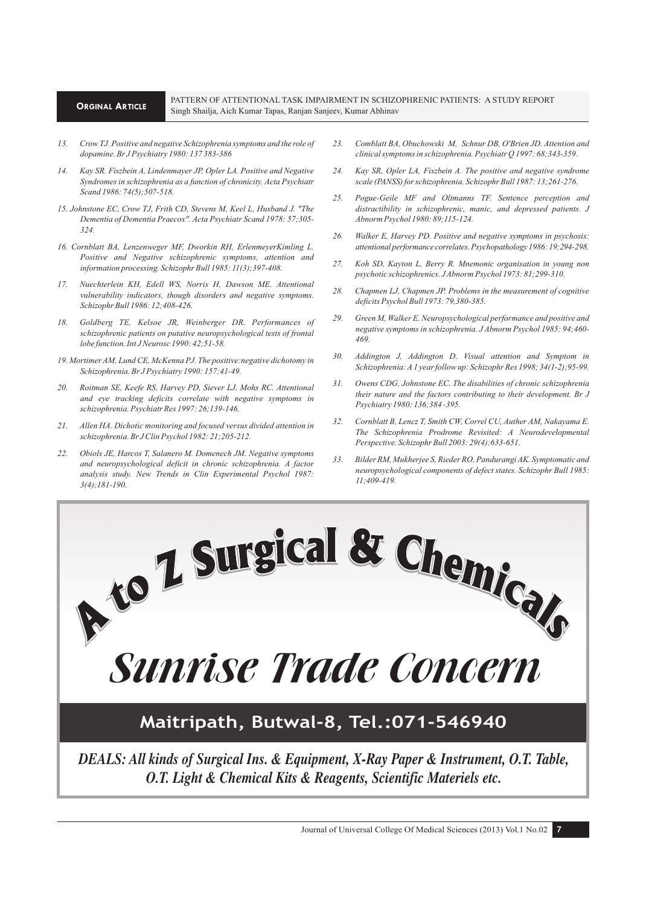13. Crow TJ. Positive and negative Schizophrenia symptoms and the role of dopamine. Br J Psychiatry 1980: 137 383-386

14. Kay SR. Fiszbein A, Lindenmayer JP, Opler LA. Positive and Negative Syndromes in schizophrenia as a function of chronicity. Acta Psychiatr Scand 1986: 74(5);507-518.

15. Johnstone EC, Crow TJ, Frith CD, Stevens M, Keel L, Husband J. "The Dementia of Dementia Praecox". Acta Psychiatr Scand 1978: 57;305-324.

16. Cornblatt BA, Lenzenweger MF, Dworkin RH, ErlenmeyerKimling L. Positive and Negative schizophrenic symptoms, attention and information processing. Schizophr Bull 1985: 11(3);397-408.

17. Nuechterlein KH, Edell WS, Norris H, Dawson ME. Attentional vulnerability indicators, though disorders and negative symptoms. Schizophr Bull 1986: 12;408-426.

18. Goldberg TE, Kelsoe JR, Weinberger DR. Performances of schizophrenic patients on putative neuropsychological tests of frontal lobe function. Int J Neurosc 1990: 42;51-58.

19. Mortimer AM, Lund CE, McKenna PJ. The positive:negative dichotomy in Schizophrenia. Br J Psychiatry 1990: 157;41-49.

20. Roitman SE, Keefe RS, Harvey PD, Siever LJ, Mohs RC. Attentional and eye tracking deficits correlate with negative symptoms in schizophrenia. Psychiatr Res 1997: 26;139-146.

21. Allen HA. Dichotic monitoring and focused versus divided attention in schizophrenia. Br J Clin Psychol 1982: 21;205-212.

22. Obiols JE, Harcos T, Salanero M. Domenech JM. Negative symptoms and neuropsychological deficit in chronic schizophrenia. A factor analysis study. New Trends in Clin Experimental Psychol 1987: 3(4);181-190.

23. Comblatt BA, Obuchowski M, Schnur DB, O'Brien JD. Attention and clinical symptoms in schizophrenia. Psychiatr Q 1997: 68;343-359.

24. Kay SR, Opler LA, Fiszbein A. The positive and negative syndrome scale (PANSS) for schizophrenia. Schizophr Bull 1987: 13;261-276.

25. Pogue-Geile MF and Oltmanns TF. Sentence perception and distractibility in schizophrenic, manic, and depressed patients. J Abnorm Psychol 1980: 89;115-124.

26. Walker E, Harvey PD. Positive and negative symptoms in psychosis: attentional performance correlates. Psychopathology 1986: 19;294-298.

27. Koh SD, Kayton L, Berry R. Mnemonic organisation in young non psychotic schizophrenics. J Abnorm Psychol 1973: 81;299-310.

28. Chapmen LJ, Chapmen JP. Problems in the measurement of cognitive deficits Psychol Bull 1973: 79,380-385.

29. Green M, Walker E. Neuropsychological performance and positive and negative symptoms in schizophrenia. J Abnorm Psychol 1985: 94;460-469.

30. Addington J, Addington D. Visual attention and Symptom in Schizophrenia: A 1 year follow up: Schizophr Res 1998; 34(1-2);95-99.

31. Owens CDG, Johnstone EC. The disabilities of chronic schizophrenia their nature and the factors contributing to their development. Br J Psychiatry 1980: 136;384 -395.

32. Cornblatt B, Lencz T, Smith CW, Correl CU, Auther AM, Nakayama E. The Schizophrenia Prodrome Revisited: A Neurodevelopmental Perspective. Schizophr Bull 2003: 29(4);633-651.

33. Bilder RM, Mukherjee S, Rieder RO, Pandurangi AK. Symptomatic and neuropsychological components of defect states. Schizophr Bull 1985: 11;409-419.

A to Z Surgical & Chemicals

Sunrise Trade Concern

Maitripath, Butwal-8, Tel.:071-546940

*DEALS: All kinds of Surgical Ins. & Equipment, X-Ray Paper & Instrument, O.T. Table, O.T. Light & Chemical Kits & Reagents, Scientific Materiels etc.*